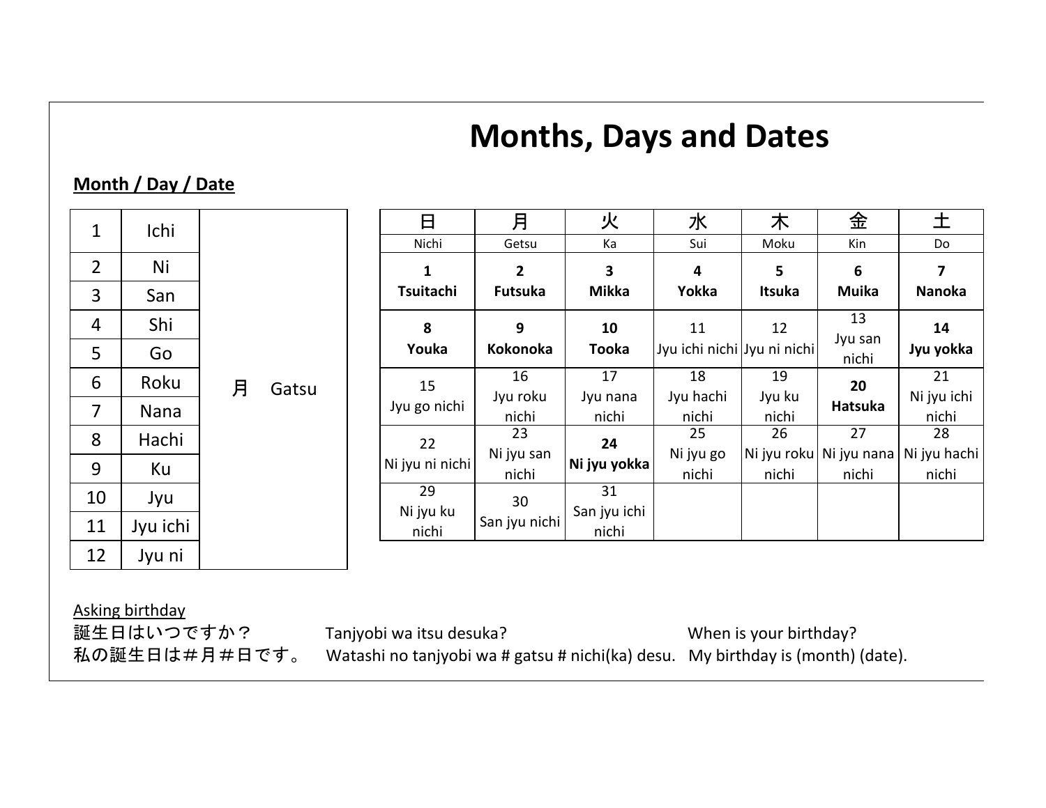# Months, Days and Dates

**Month / Day / Date**

| | | |
|---|---|---|
| 1 | Ichi | 月　Gatsu |
| 2 | Ni | |
| 3 | San | |
| 4 | Shi | |
| 5 | Go | |
| 6 | Roku | |
| 7 | Nana | |
| 8 | Hachi | |
| 9 | Ku | |
| 10 | Jyu | |
| 11 | Jyu ichi | |
| 12 | Jyu ni | |

| 日<br>Nichi | 月<br>Getsu | 火<br>Ka | 水<br>Sui | 木<br>Moku | 金<br>Kin | 土<br>Do |
|---|---|---|---|---|---|---|
| **1 Tsuitachi** | **2 Futsuka** | **3 Mikka** | **4 Yokka** | **5 Itsuka** | **6 Muika** | **7 Nanoka** |
| **8 Youka** | **9 Kokonoka** | **10 Tooka** | 11 Jyu ichi nichi | 12 Jyu ni nichi | 13 Jyu san nichi | **14 Jyu yokka** |
| 15 Jyu go nichi | 16 Jyu roku nichi | 17 Jyu nana nichi | 18 Jyu hachi nichi | 19 Jyu ku nichi | **20 Hatsuka** | 21 Ni jyu ichi nichi |
| 22 Ni jyu ni nichi | 23 Ni jyu san nichi | **24 Ni jyu yokka** | 25 Ni jyu go nichi | 26 Ni jyu roku nichi | 27 Ni jyu nana nichi | 28 Ni jyu hachi nichi |
| 29 Ni jyu ku nichi | 30 San jyu nichi | 31 San jyu ichi nichi | | | | |

<u>Asking birthday</u>

| | | |
|---|---|---|
| 誕生日はいつですか？ | Tanjyobi wa itsu desuka? | When is your birthday? |
| 私の誕生日は＃月＃日です。 | Watashi no tanjyobi wa # gatsu # nichi(ka) desu. | My birthday is (month) (date). |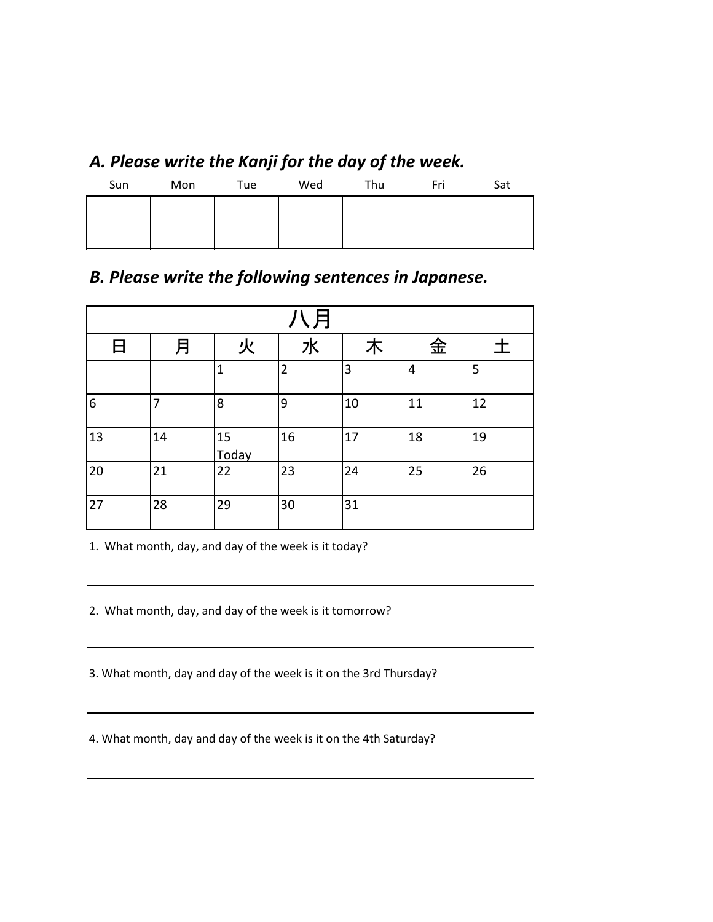## *A. Please write the Kanji for the day of the week.*

| Sun | Mon | Tue | Wed | Thu | Fri | Sat |
|---|---|---|---|---|---|---|
| | | | | | | |

## *B. Please write the following sentences in Japanese.*

| 八月 | | | | | | |
|---|---|---|---|---|---|---|
| 日 | 月 | 火 | 水 | 木 | 金 | 土 |
| | | 1 | 2 | 3 | 4 | 5 |
| 6 | 7 | 8 | 9 | 10 | 11 | 12 |
| 13 | 14 | 15 Today | 16 | 17 | 18 | 19 |
| 20 | 21 | 22 | 23 | 24 | 25 | 26 |
| 27 | 28 | 29 | 30 | 31 | | |

1. What month, day, and day of the week is it today?

______________________________

2. What month, day, and day of the week is it tomorrow?

______________________________

3. What month, day and day of the week is it on the 3rd Thursday?

______________________________

4. What month, day and day of the week is it on the 4th Saturday?

______________________________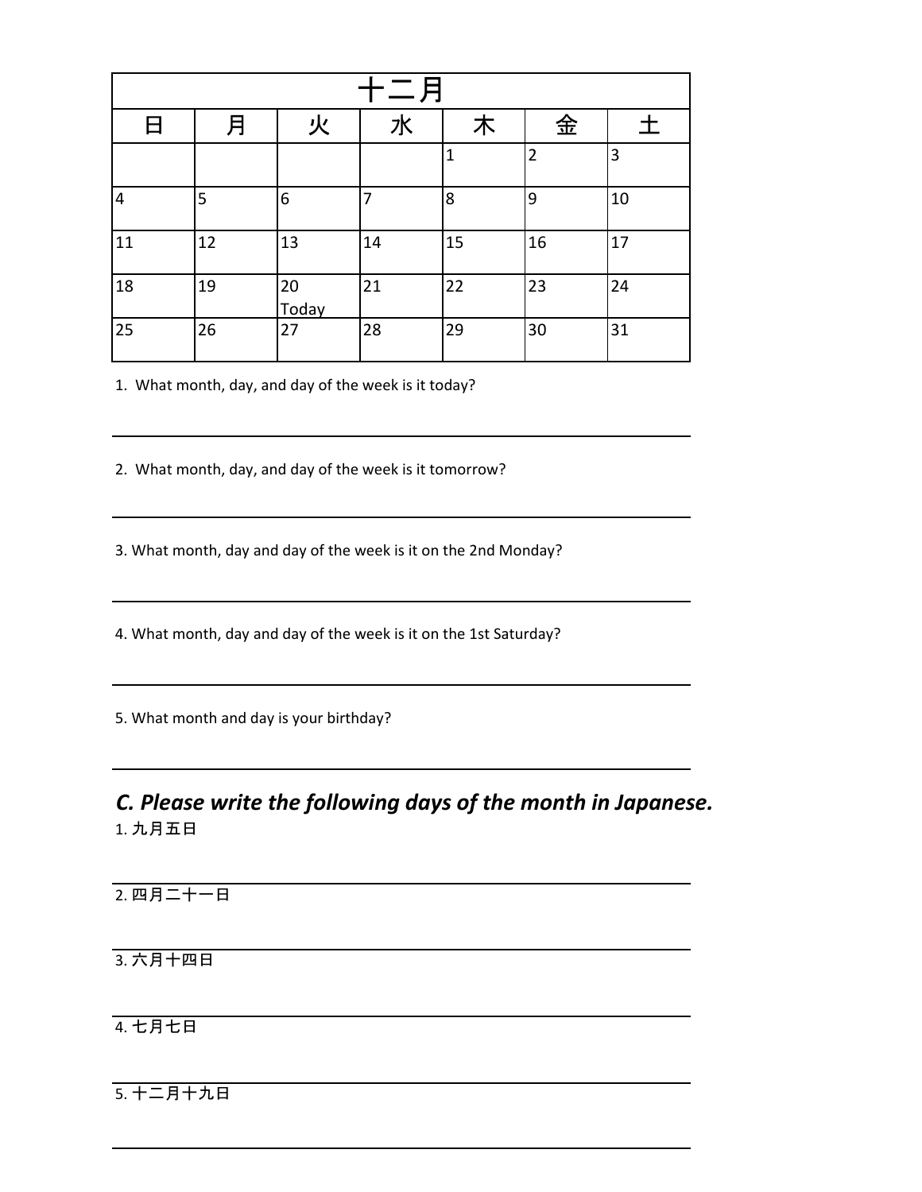| 十二月 | | | | | | |
|---|---|---|---|---|---|---|
| 日 | 月 | 火 | 水 | 木 | 金 | 土 |
| | | | | 1 | 2 | 3 |
| 4 | 5 | 6 | 7 | 8 | 9 | 10 |
| 11 | 12 | 13 | 14 | 15 | 16 | 17 |
| 18 | 19 | 20 Today | 21 | 22 | 23 | 24 |
| 25 | 26 | 27 | 28 | 29 | 30 | 31 |

1. What month, day, and day of the week is it today?

2. What month, day, and day of the week is it tomorrow?

3. What month, day and day of the week is it on the 2nd Monday?

4. What month, day and day of the week is it on the 1st Saturday?

5. What month and day is your birthday?

## *C. Please write the following days of the month in Japanese.*

1. 九月五日

2. 四月二十一日

3. 六月十四日

4. 七月七日

5. 十二月十九日